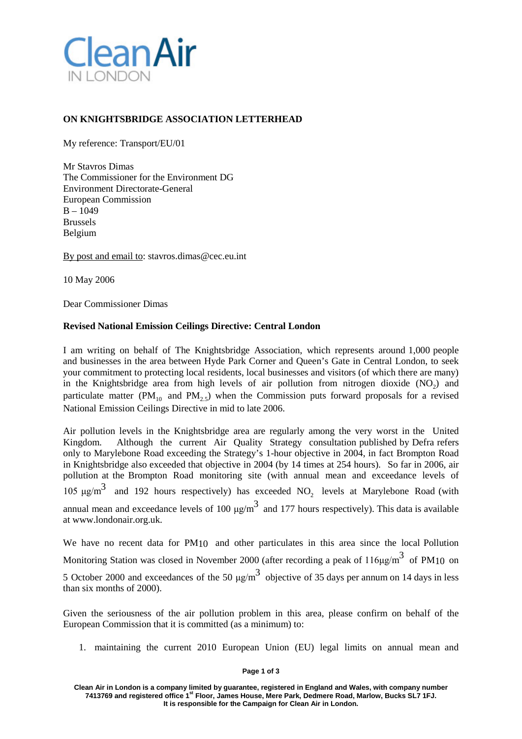**ON KNIGHTSBRIDGE ASSOCIATION LETTERHEAD**

My reference: Transport/EU/01

Mr Stavros Dimas
The Commissioner for the Environment DG
Environment Directorate-General
European Commission
B – 1049
Brussels
Belgium

By post and email to: stavros.dimas@cec.eu.int

10 May 2006

Dear Commissioner Dimas

**Revised National Emission Ceilings Directive: Central London**

I am writing on behalf of The Knightsbridge Association, which represents around 1,000 people and businesses in the area between Hyde Park Corner and Queen's Gate in Central London, to seek your commitment to protecting local residents, local businesses and visitors (of which there are many) in the Knightsbridge area from high levels of air pollution from nitrogen dioxide ($NO_2$) and particulate matter ($PM_{10}$ and $PM_{2.5}$) when the Commission puts forward proposals for a revised National Emission Ceilings Directive in mid to late 2006.

Air pollution levels in the Knightsbridge area are regularly among the very worst in the United Kingdom. Although the current Air Quality Strategy consultation published by Defra refers only to Marylebone Road exceeding the Strategy's 1-hour objective in 2004, in fact Brompton Road in Knightsbridge also exceeded that objective in 2004 (by 14 times at 254 hours). So far in 2006, air pollution at the Brompton Road monitoring site (with annual mean and exceedance levels of 105 $\mu g/m^3$ and 192 hours respectively) has exceeded $NO_2$ levels at Marylebone Road (with annual mean and exceedance levels of 100 $\mu g/m^3$ and 177 hours respectively). This data is available at www.londonair.org.uk.

We have no recent data for $PM_{10}$ and other particulates in this area since the local Pollution Monitoring Station was closed in November 2000 (after recording a peak of 116$\mu g/m^3$ of $PM_{10}$ on 5 October 2000 and exceedances of the 50 $\mu g/m^3$ objective of 35 days per annum on 14 days in less than six months of 2000).

Given the seriousness of the air pollution problem in this area, please confirm on behalf of the European Commission that it is committed (as a minimum) to:

1. maintaining the current 2010 European Union (EU) legal limits on annual mean and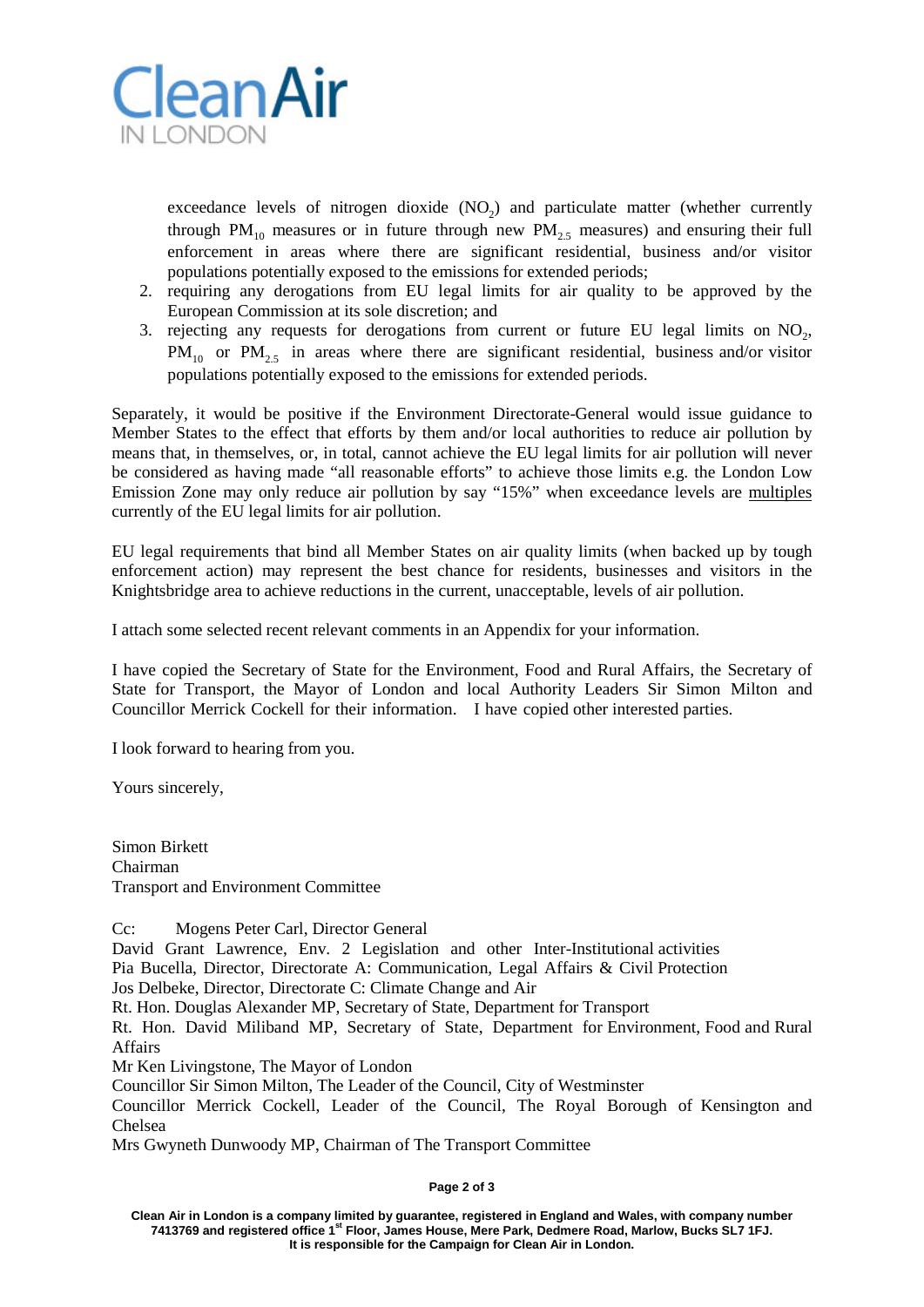exceedance levels of nitrogen dioxide ($NO_2$) and particulate matter (whether currently through $PM_{10}$ measures or in future through new $PM_{2.5}$ measures) and ensuring their full enforcement in areas where there are significant residential, business and/or visitor populations potentially exposed to the emissions for extended periods;

2. requiring any derogations from EU legal limits for air quality to be approved by the European Commission at its sole discretion; and
3. rejecting any requests for derogations from current or future EU legal limits on $NO_2$, $PM_{10}$ or $PM_{2.5}$ in areas where there are significant residential, business and/or visitor populations potentially exposed to the emissions for extended periods.

Separately, it would be positive if the Environment Directorate-General would issue guidance to Member States to the effect that efforts by them and/or local authorities to reduce air pollution by means that, in themselves, or, in total, cannot achieve the EU legal limits for air pollution will never be considered as having made "all reasonable efforts" to achieve those limits e.g. the London Low Emission Zone may only reduce air pollution by say "15%" when exceedance levels are multiples currently of the EU legal limits for air pollution.

EU legal requirements that bind all Member States on air quality limits (when backed up by tough enforcement action) may represent the best chance for residents, businesses and visitors in the Knightsbridge area to achieve reductions in the current, unacceptable, levels of air pollution.

I attach some selected recent relevant comments in an Appendix for your information.

I have copied the Secretary of State for the Environment, Food and Rural Affairs, the Secretary of State for Transport, the Mayor of London and local Authority Leaders Sir Simon Milton and Councillor Merrick Cockell for their information. I have copied other interested parties.

I look forward to hearing from you.

Yours sincerely,

Simon Birkett
Chairman
Transport and Environment Committee

Cc: Mogens Peter Carl, Director General
David Grant Lawrence, Env. 2 Legislation and other Inter-Institutional activities
Pia Bucella, Director, Directorate A: Communication, Legal Affairs & Civil Protection
Jos Delbeke, Director, Directorate C: Climate Change and Air
Rt. Hon. Douglas Alexander MP, Secretary of State, Department for Transport
Rt. Hon. David Miliband MP, Secretary of State, Department for Environment, Food and Rural Affairs
Mr Ken Livingstone, The Mayor of London
Councillor Sir Simon Milton, The Leader of the Council, City of Westminster
Councillor Merrick Cockell, Leader of the Council, The Royal Borough of Kensington and Chelsea
Mrs Gwyneth Dunwoody MP, Chairman of The Transport Committee

**Clean Air in London is a company limited by guarantee, registered in England and Wales, with company number 7413769 and registered office 1st Floor, James House, Mere Park, Dedmere Road, Marlow, Bucks SL7 1FJ. It is responsible for the Campaign for Clean Air in London.**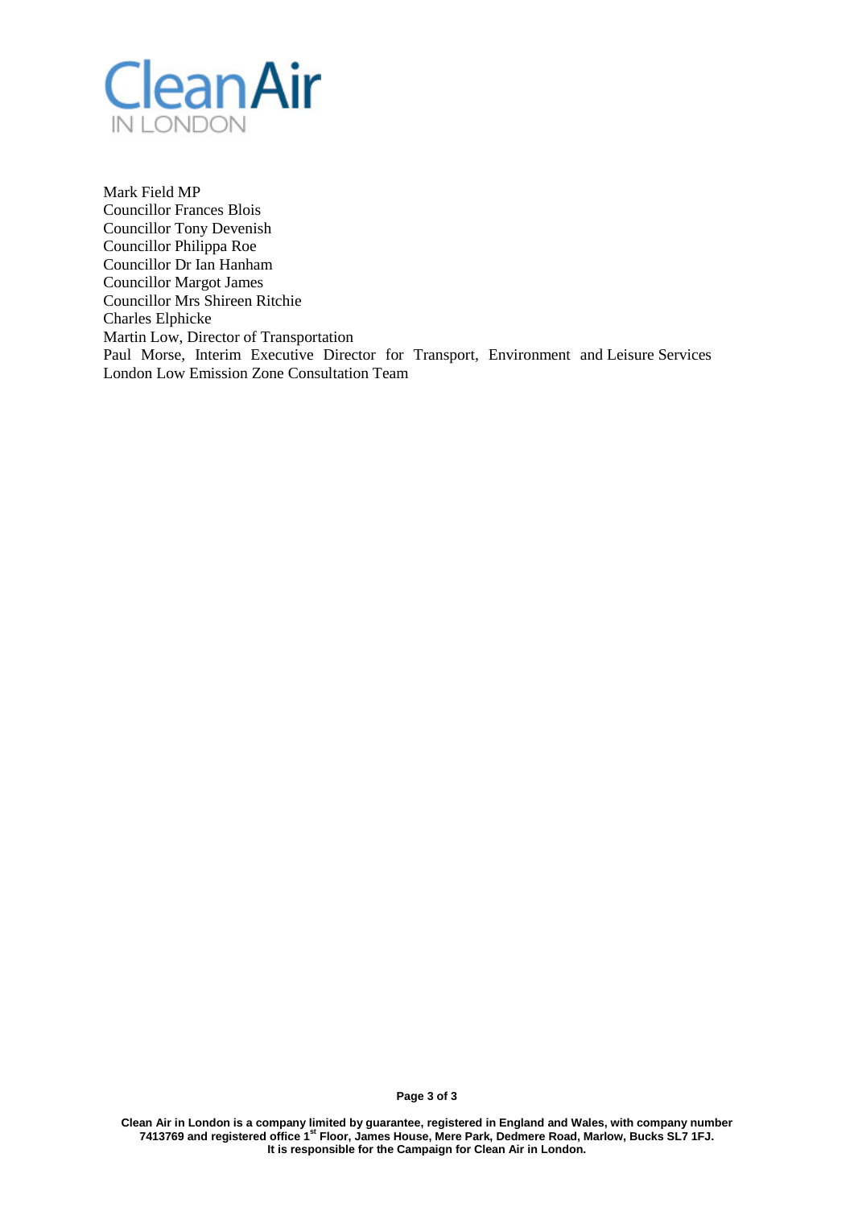Mark Field MP  
Councillor Frances Blois  
Councillor Tony Devenish  
Councillor Philippa Roe  
Councillor Dr Ian Hanham  
Councillor Margot James  
Councillor Mrs Shireen Ritchie  
Charles Elphicke  
Martin Low, Director of Transportation  
Paul Morse, Interim Executive Director for Transport, Environment and Leisure Services  
London Low Emission Zone Consultation Team

**Clean Air in London is a company limited by guarantee, registered in England and Wales, with company number 7413769 and registered office 1st Floor, James House, Mere Park, Dedmere Road, Marlow, Bucks SL7 1FJ. It is responsible for the Campaign for Clean Air in London.**